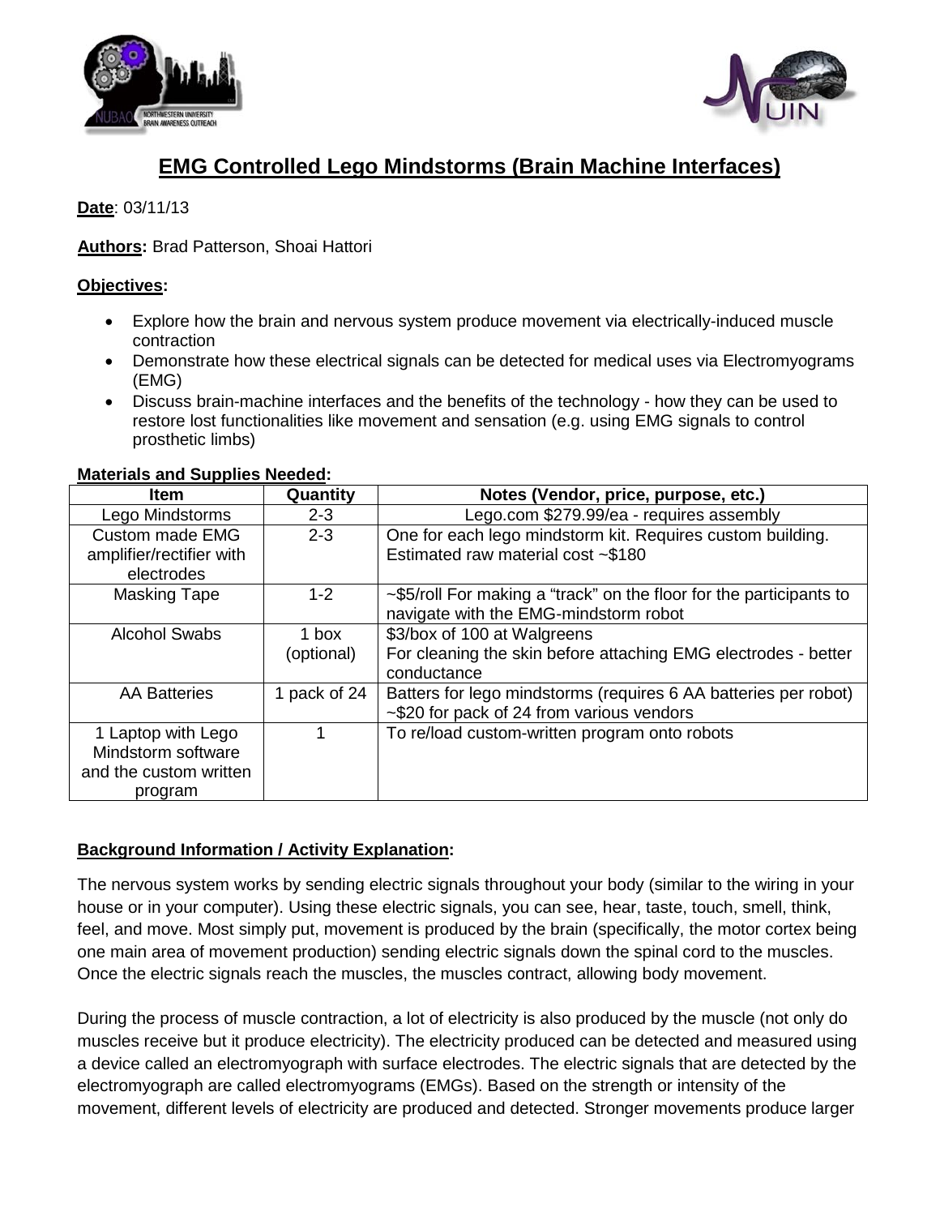# EMG Controlled Lego Mindstorms (Brain Machine Interfaces)

**Date**: 03/11/13

**Authors:** Brad Patterson, Shoai Hattori

**Objectives:**

- Explore how the brain and nervous system produce movement via electrically-induced muscle contraction
- Demonstrate how these electrical signals can be detected for medical uses via Electromyograms (EMG)
- Discuss brain-machine interfaces and the benefits of the technology - how they can be used to restore lost functionalities like movement and sensation (e.g. using EMG signals to control prosthetic limbs)

**Materials and Supplies Needed:**

| Item | Quantity | Notes (Vendor, price, purpose, etc.) |
|---|---|---|
| Lego Mindstorms | 2-3 | Lego.com $279.99/ea - requires assembly |
| Custom made EMG amplifier/rectifier with electrodes | 2-3 | One for each lego mindstorm kit. Requires custom building. Estimated raw material cost ~$180 |
| Masking Tape | 1-2 | ~$5/roll For making a "track" on the floor for the participants to navigate with the EMG-mindstorm robot |
| Alcohol Swabs | 1 box (optional) | $3/box of 100 at Walgreens For cleaning the skin before attaching EMG electrodes - better conductance |
| AA Batteries | 1 pack of 24 | Batters for lego mindstorms (requires 6 AA batteries per robot) ~$20 for pack of 24 from various vendors |
| 1 Laptop with Lego Mindstorm software and the custom written program | 1 | To re/load custom-written program onto robots |

**Background Information / Activity Explanation:**

The nervous system works by sending electric signals throughout your body (similar to the wiring in your house or in your computer). Using these electric signals, you can see, hear, taste, touch, smell, think, feel, and move. Most simply put, movement is produced by the brain (specifically, the motor cortex being one main area of movement production) sending electric signals down the spinal cord to the muscles. Once the electric signals reach the muscles, the muscles contract, allowing body movement.

During the process of muscle contraction, a lot of electricity is also produced by the muscle (not only do muscles receive but it produce electricity). The electricity produced can be detected and measured using a device called an electromyograph with surface electrodes. The electric signals that are detected by the electromyograph are called electromyograms (EMGs). Based on the strength or intensity of the movement, different levels of electricity are produced and detected. Stronger movements produce larger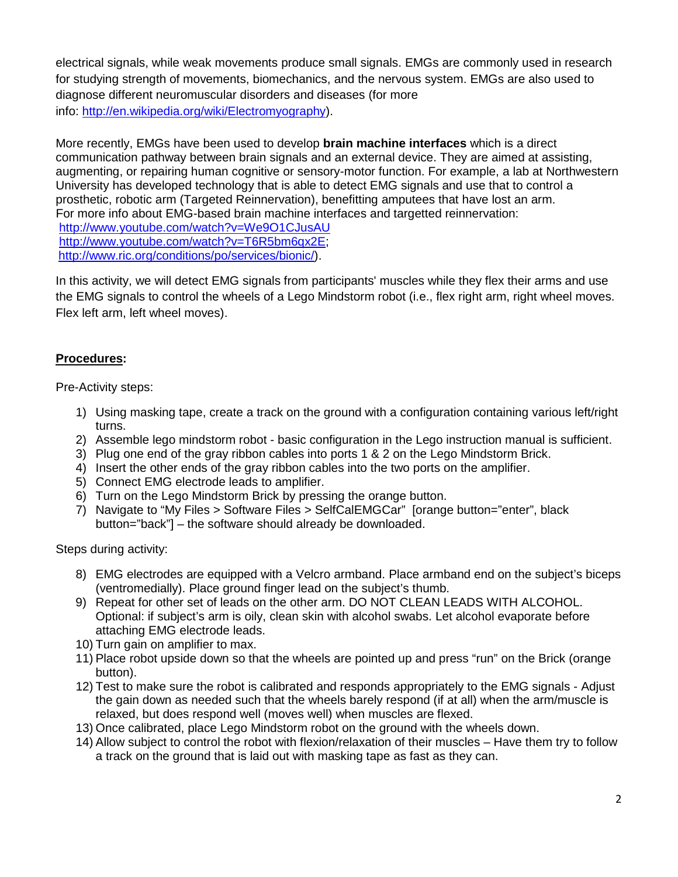electrical signals, while weak movements produce small signals. EMGs are commonly used in research for studying strength of movements, biomechanics, and the nervous system. EMGs are also used to diagnose different neuromuscular disorders and diseases (for more info: [http://en.wikipedia.org/wiki/Electromyography](http://en.wikipedia.org/wiki/Electromyography)).

More recently, EMGs have been used to develop **brain machine interfaces** which is a direct communication pathway between brain signals and an external device. They are aimed at assisting, augmenting, or repairing human cognitive or sensory-motor function. For example, a lab at Northwestern University has developed technology that is able to detect EMG signals and use that to control a prosthetic, robotic arm (Targeted Reinnervation), benefitting amputees that have lost an arm. For more info about EMG-based brain machine interfaces and targetted reinnervation:
[http://www.youtube.com/watch?v=We9O1CJusAU](http://www.youtube.com/watch?v=We9O1CJusAU)
[http://www.youtube.com/watch?v=T6R5bm6qx2E](http://www.youtube.com/watch?v=T6R5bm6qx2E);
[http://www.ric.org/conditions/po/services/bionic/](http://www.ric.org/conditions/po/services/bionic/)).

In this activity, we will detect EMG signals from participants' muscles while they flex their arms and use the EMG signals to control the wheels of a Lego Mindstorm robot (i.e., flex right arm, right wheel moves. Flex left arm, left wheel moves).

**<u>Procedures</u>:**

Pre-Activity steps:

1) Using masking tape, create a track on the ground with a configuration containing various left/right turns.
2) Assemble lego mindstorm robot - basic configuration in the Lego instruction manual is sufficient.
3) Plug one end of the gray ribbon cables into ports 1 & 2 on the Lego Mindstorm Brick.
4) Insert the other ends of the gray ribbon cables into the two ports on the amplifier.
5) Connect EMG electrode leads to amplifier.
6) Turn on the Lego Mindstorm Brick by pressing the orange button.
7) Navigate to "My Files > Software Files > SelfCalEMGCar" [orange button="enter", black button="back"] – the software should already be downloaded.

Steps during activity:

8) EMG electrodes are equipped with a Velcro armband. Place armband end on the subject's biceps (ventromedially). Place ground finger lead on the subject's thumb.
9) Repeat for other set of leads on the other arm. DO NOT CLEAN LEADS WITH ALCOHOL. Optional: if subject's arm is oily, clean skin with alcohol swabs. Let alcohol evaporate before attaching EMG electrode leads.
10) Turn gain on amplifier to max.
11) Place robot upside down so that the wheels are pointed up and press "run" on the Brick (orange button).
12) Test to make sure the robot is calibrated and responds appropriately to the EMG signals - Adjust the gain down as needed such that the wheels barely respond (if at all) when the arm/muscle is relaxed, but does respond well (moves well) when muscles are flexed.
13) Once calibrated, place Lego Mindstorm robot on the ground with the wheels down.
14) Allow subject to control the robot with flexion/relaxation of their muscles – Have them try to follow a track on the ground that is laid out with masking tape as fast as they can.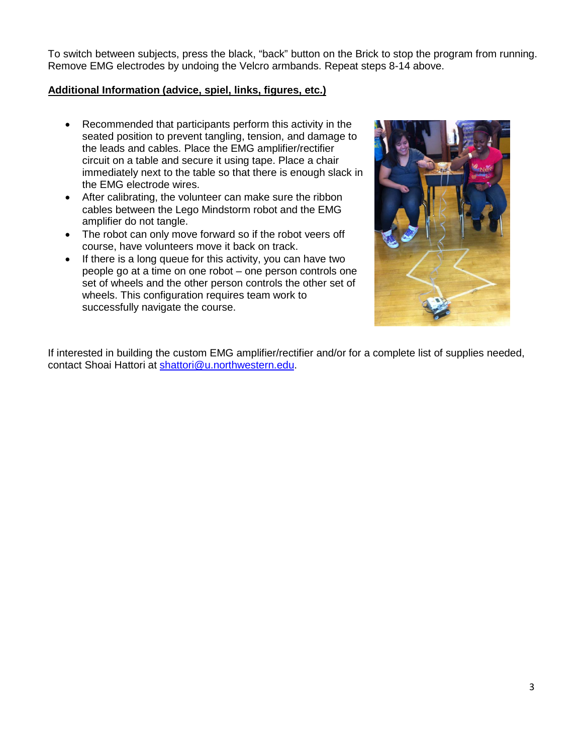To switch between subjects, press the black, "back" button on the Brick to stop the program from running. Remove EMG electrodes by undoing the Velcro armbands. Repeat steps 8-14 above.

**Additional Information (advice, spiel, links, figures, etc.)**

- Recommended that participants perform this activity in the seated position to prevent tangling, tension, and damage to the leads and cables. Place the EMG amplifier/rectifier circuit on a table and secure it using tape. Place a chair immediately next to the table so that there is enough slack in the EMG electrode wires.
- After calibrating, the volunteer can make sure the ribbon cables between the Lego Mindstorm robot and the EMG amplifier do not tangle.
- The robot can only move forward so if the robot veers off course, have volunteers move it back on track.
- If there is a long queue for this activity, you can have two people go at a time on one robot – one person controls one set of wheels and the other person controls the other set of wheels. This configuration requires team work to successfully navigate the course.

If interested in building the custom EMG amplifier/rectifier and/or for a complete list of supplies needed, contact Shoai Hattori at shattori@u.northwestern.edu.